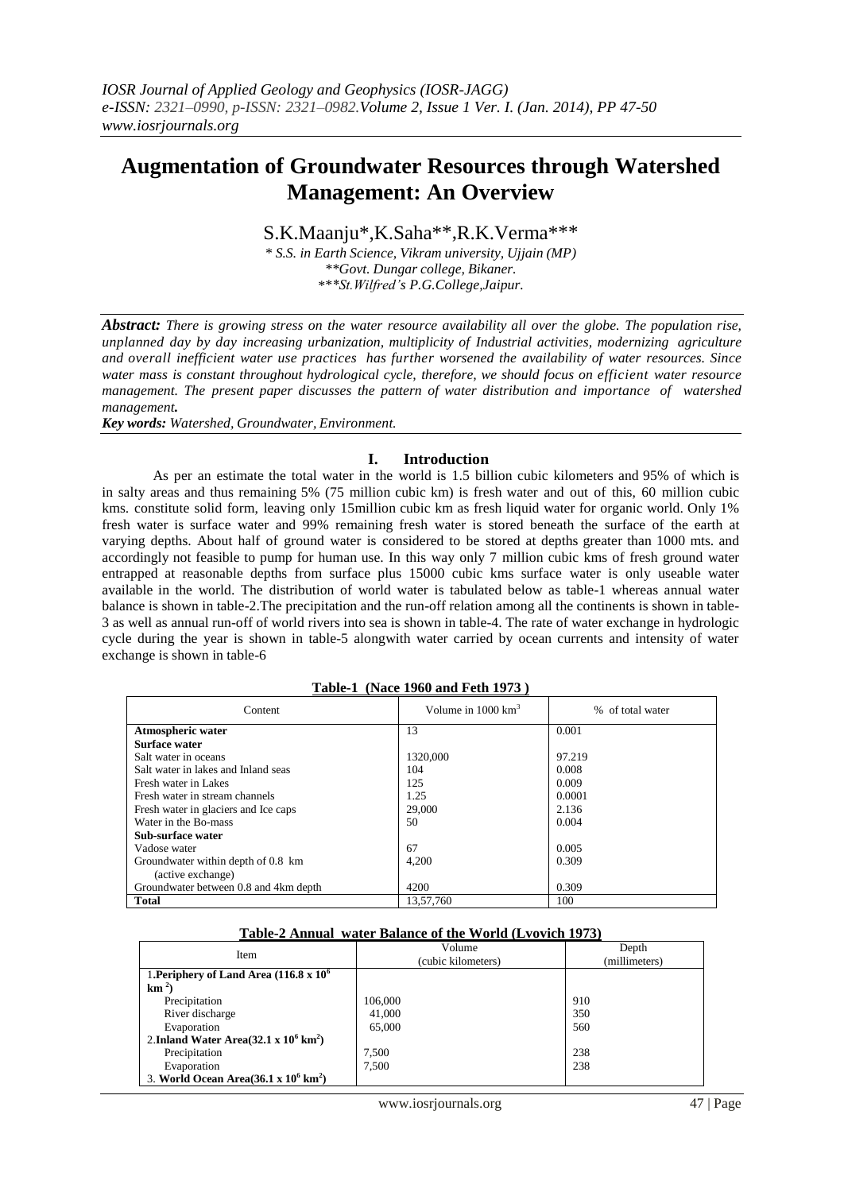# Augmentation of Groundwater Resources through Watershed Management: An Overview

S.K.Maanju*, K.Saha**, R.K.Verma***

*\* S.S. in Earth Science, Vikram university, Ujjain (MP)*
*\*\*Govt. Dungar college, Bikaner.*
*\*\*\*St.Wilfred's P.G.College, Jaipur.*

***Abstract:*** *There is growing stress on the water resource availability all over the globe. The population rise, unplanned day by day increasing urbanization, multiplicity of Industrial activities, modernizing agriculture and overall inefficient water use practices has further worsened the availability of water resources. Since water mass is constant throughout hydrological cycle, therefore, we should focus on efficient water resource management. The present paper discusses the pattern of water distribution and importance of watershed management.*

***Key words:*** *Watershed, Groundwater, Environment.*

## I. Introduction

As per an estimate the total water in the world is 1.5 billion cubic kilometers and 95% of which is in salty areas and thus remaining 5% (75 million cubic km) is fresh water and out of this, 60 million cubic kms. constitute solid form, leaving only 15million cubic km as fresh liquid water for organic world. Only 1% fresh water is surface water and 99% remaining fresh water is stored beneath the surface of the earth at varying depths. About half of ground water is considered to be stored at depths greater than 1000 mts. and accordingly not feasible to pump for human use. In this way only 7 million cubic kms of fresh ground water entrapped at reasonable depths from surface plus 15000 cubic kms surface water is only useable water available in the world. The distribution of world water is tabulated below as table-1 whereas annual water balance is shown in table-2.The precipitation and the run-off relation among all the continents is shown in table-3 as well as annual run-off of world rivers into sea is shown in table-4. The rate of water exchange in hydrologic cycle during the year is shown in table-5 alongwith water carried by ocean currents and intensity of water exchange is shown in table-6

**Table-1 (Nace 1960 and Feth 1973 )**

| Content | Volume in 1000 km$^3$ | % of total water |
|---|---|---|
| **Atmospheric water** | 13 | 0.001 |
| **Surface water** | | |
| Salt water in oceans | 1320,000 | 97.219 |
| Salt water in lakes and Inland seas | 104 | 0.008 |
| Fresh water in Lakes | 125 | 0.009 |
| Fresh water in stream channels | 1.25 | 0.0001 |
| Fresh water in glaciers and Ice caps | 29,000 | 2.136 |
| Water in the Bo-mass | 50 | 0.004 |
| **Sub-surface water** | | |
| Vadose water | 67 | 0.005 |
| Groundwater within depth of 0.8 km (active exchange) | 4,200 | 0.309 |
| Groundwater between 0.8 and 4km depth | 4200 | 0.309 |
| **Total** | 13,57,760 | 100 |

**Table-2 Annual water Balance of the World (Lvovich 1973)**

| Item | Volume (cubic kilometers) | Depth (millimeters) |
|---|---|---|
| 1.**Periphery of Land Area (116.8 x 10$^6$ km$^2$)** | | |
| Precipitation | 106,000 | 910 |
| River discharge | 41,000 | 350 |
| Evaporation | 65,000 | 560 |
| 2.**Inland Water Area(32.1 x 10$^6$ km$^2$)** | | |
| Precipitation | 7,500 | 238 |
| Evaporation | 7,500 | 238 |
| 3. **World Ocean Area(36.1 x 10$^6$ km$^2$)** | | |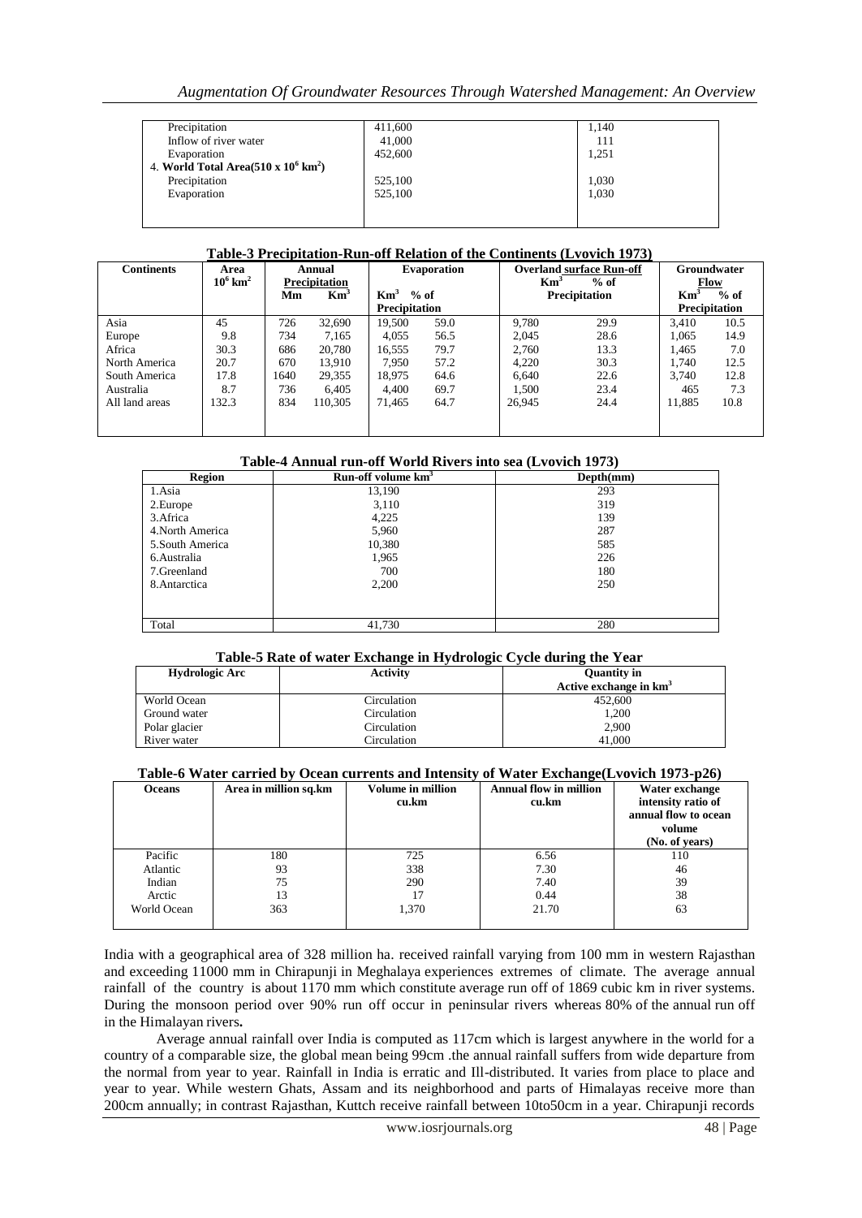| | | |
|---|---|---|
| Precipitation | 411,600 | 1,140 |
| Inflow of river water | 41,000 | 111 |
| Evaporation | 452,600 | 1,251 |
| 4. **World Total Area(510 x $10^6$ km$^2$)** | | |
| Precipitation | 525,100 | 1,030 |
| Evaporation | 525,100 | 1,030 |

**Table-3 Precipitation-Run-off Relation of the Continents (Lvovich 1973)**

| Continents | Area $10^6$ km$^2$ | Annual Precipitation | | Evaporation | | Overland surface Run-off | | Groundwater Flow | |
|---|---|---|---|---|---|---|---|---|---|
| | | Mm | Km$^3$ | Km$^3$ | % of Precipitation | Km$^3$ | % of Precipitation | Km$^3$ | % of Precipitation |
| Asia | 45 | 726 | 32,690 | 19,500 | 59.0 | 9,780 | 29.9 | 3,410 | 10.5 |
| Europe | 9.8 | 734 | 7,165 | 4,055 | 56.5 | 2,045 | 28.6 | 1,065 | 14.9 |
| Africa | 30.3 | 686 | 20,780 | 16,555 | 79.7 | 2,760 | 13.3 | 1,465 | 7.0 |
| North America | 20.7 | 670 | 13,910 | 7,950 | 57.2 | 4,220 | 30.3 | 1,740 | 12.5 |
| South America | 17.8 | 1640 | 29,355 | 18,975 | 64.6 | 6,640 | 22.6 | 3,740 | 12.8 |
| Australia | 8.7 | 736 | 6,405 | 4,400 | 69.7 | 1,500 | 23.4 | 465 | 7.3 |
| All land areas | 132.3 | 834 | 110,305 | 71,465 | 64.7 | 26,945 | 24.4 | 11,885 | 10.8 |

**Table-4 Annual run-off World Rivers into sea (Lvovich 1973)**

| Region | Run-off volume km$^3$ | Depth(mm) |
|---|---|---|
| 1.Asia | 13,190 | 293 |
| 2.Europe | 3,110 | 319 |
| 3.Africa | 4,225 | 139 |
| 4.North America | 5,960 | 287 |
| 5.South America | 10,380 | 585 |
| 6.Australia | 1,965 | 226 |
| 7.Greenland | 700 | 180 |
| 8.Antarctica | 2,200 | 250 |
| Total | 41,730 | 280 |

**Table-5 Rate of water Exchange in Hydrologic Cycle during the Year**

| Hydrologic Arc | Activity | Quantity in Active exchange in km$^3$ |
|---|---|---|
| World Ocean | Circulation | 452,600 |
| Ground water | Circulation | 1,200 |
| Polar glacier | Circulation | 2,900 |
| River water | Circulation | 41,000 |

**Table-6 Water carried by Ocean currents and Intensity of Water Exchange(Lvovich 1973-p26)**

| Oceans | Area in million sq.km | Volume in million cu.km | Annual flow in million cu.km | Water exchange intensity ratio of annual flow to ocean volume (No. of years) |
|---|---|---|---|---|
| Pacific | 180 | 725 | 6.56 | 110 |
| Atlantic | 93 | 338 | 7.30 | 46 |
| Indian | 75 | 290 | 7.40 | 39 |
| Arctic | 13 | 17 | 0.44 | 38 |
| World Ocean | 363 | 1,370 | 21.70 | 63 |

India with a geographical area of 328 million ha. received rainfall varying from 100 mm in western Rajasthan and exceeding 11000 mm in Chirapunji in Meghalaya experiences extremes of climate. The average annual rainfall of the country is about 1170 mm which constitute average run off of 1869 cubic km in river systems. During the monsoon period over 90% run off occur in peninsular rivers whereas 80% of the annual run off in the Himalayan rivers**.**

Average annual rainfall over India is computed as 117cm which is largest anywhere in the world for a country of a comparable size, the global mean being 99cm .the annual rainfall suffers from wide departure from the normal from year to year. Rainfall in India is erratic and Ill-distributed. It varies from place to place and year to year. While western Ghats, Assam and its neighborhood and parts of Himalayas receive more than 200cm annually; in contrast Rajasthan, Kuttch receive rainfall between 10to50cm in a year. Chirapunji records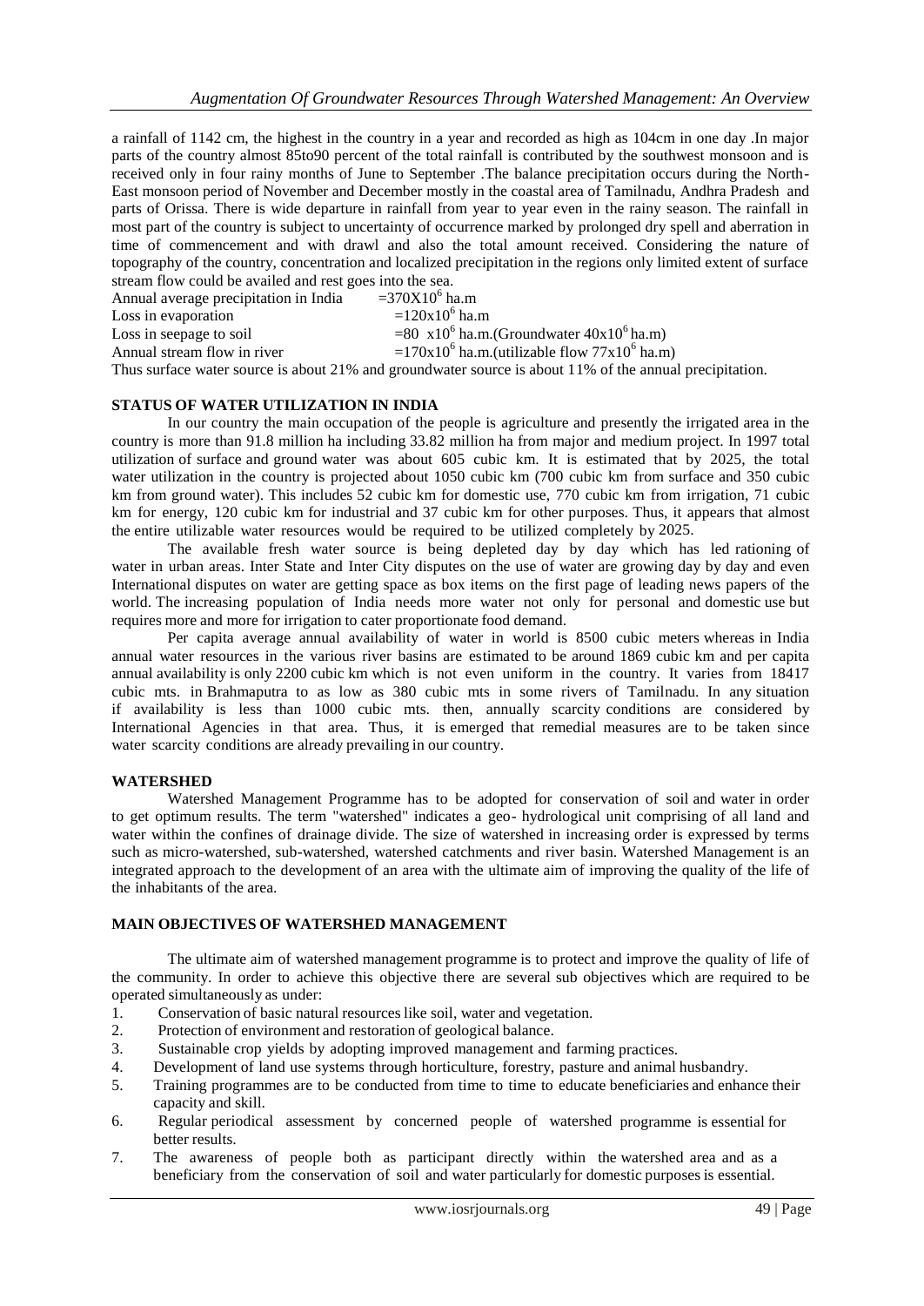a rainfall of 1142 cm, the highest in the country in a year and recorded as high as 104cm in one day .In major parts of the country almost 85to90 percent of the total rainfall is contributed by the southwest monsoon and is received only in four rainy months of June to September .The balance precipitation occurs during the North-East monsoon period of November and December mostly in the coastal area of Tamilnadu, Andhra Pradesh and parts of Orissa. There is wide departure in rainfall from year to year even in the rainy season. The rainfall in most part of the country is subject to uncertainty of occurrence marked by prolonged dry spell and aberration in time of commencement and with drawl and also the total amount received. Considering the nature of topography of the country, concentration and localized precipitation in the regions only limited extent of surface stream flow could be availed and rest goes into the sea.

Annual average precipitation in India $=370X10^6$ ha.m
Loss in evaporation $=120x10^6$ ha.m
Loss in seepage to soil $=80\ x10^6$ ha.m.(Groundwater $40x10^6$ ha.m)
Annual stream flow in river $=170x10^6$ ha.m.(utilizable flow $77x10^6$ ha.m)

Thus surface water source is about 21% and groundwater source is about 11% of the annual precipitation.

## STATUS OF WATER UTILIZATION IN INDIA

In our country the main occupation of the people is agriculture and presently the irrigated area in the country is more than 91.8 million ha including 33.82 million ha from major and medium project. In 1997 total utilization of surface and ground water was about 605 cubic km. It is estimated that by 2025, the total water utilization in the country is projected about 1050 cubic km (700 cubic km from surface and 350 cubic km from ground water). This includes 52 cubic km for domestic use, 770 cubic km from irrigation, 71 cubic km for energy, 120 cubic km for industrial and 37 cubic km for other purposes. Thus, it appears that almost the entire utilizable water resources would be required to be utilized completely by 2025.

The available fresh water source is being depleted day by day which has led rationing of water in urban areas. Inter State and Inter City disputes on the use of water are growing day by day and even International disputes on water are getting space as box items on the first page of leading news papers of the world. The increasing population of India needs more water not only for personal and domestic use but requires more and more for irrigation to cater proportionate food demand.

Per capita average annual availability of water in world is 8500 cubic meters whereas in India annual water resources in the various river basins are estimated to be around 1869 cubic km and per capita annual availability is only 2200 cubic km which is not even uniform in the country. It varies from 18417 cubic mts. in Brahmaputra to as low as 380 cubic mts in some rivers of Tamilnadu. In any situation if availability is less than 1000 cubic mts. then, annually scarcity conditions are considered by International Agencies in that area. Thus, it is emerged that remedial measures are to be taken since water scarcity conditions are already prevailing in our country.

## WATERSHED

Watershed Management Programme has to be adopted for conservation of soil and water in order to get optimum results. The term "watershed" indicates a geo- hydrological unit comprising of all land and water within the confines of drainage divide. The size of watershed in increasing order is expressed by terms such as micro-watershed, sub-watershed, watershed catchments and river basin. Watershed Management is an integrated approach to the development of an area with the ultimate aim of improving the quality of the life of the inhabitants of the area.

## MAIN OBJECTIVES OF WATERSHED MANAGEMENT

The ultimate aim of watershed management programme is to protect and improve the quality of life of the community. In order to achieve this objective there are several sub objectives which are required to be operated simultaneously as under:

1. Conservation of basic natural resources like soil, water and vegetation.
2. Protection of environment and restoration of geological balance.
3. Sustainable crop yields by adopting improved management and farming practices.
4. Development of land use systems through horticulture, forestry, pasture and animal husbandry.
5. Training programmes are to be conducted from time to time to educate beneficiaries and enhance their capacity and skill.
6. Regular periodical assessment by concerned people of watershed programme is essential for better results.
7. The awareness of people both as participant directly within the watershed area and as a beneficiary from the conservation of soil and water particularly for domestic purposes is essential.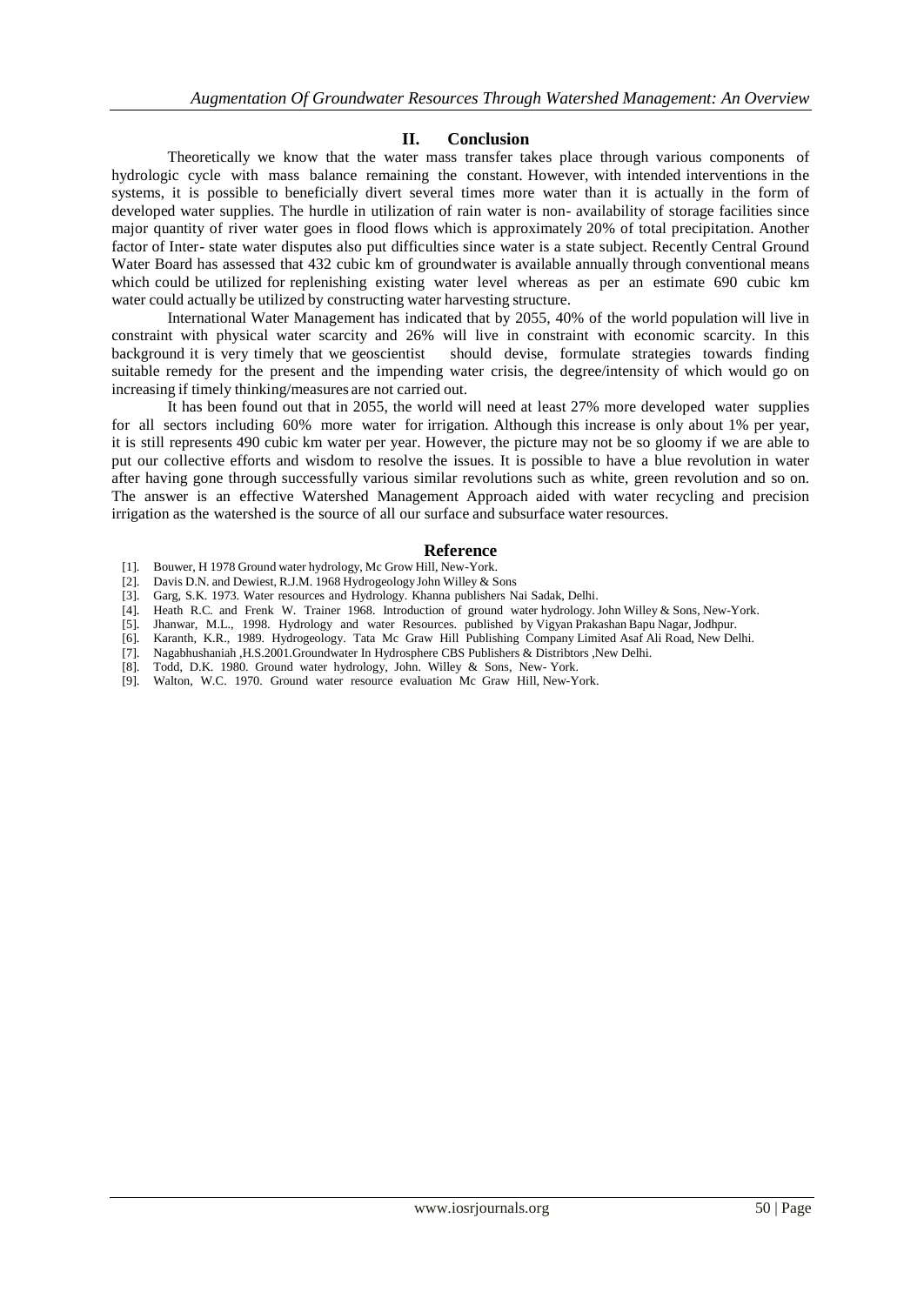## II. Conclusion

Theoretically we know that the water mass transfer takes place through various components of hydrologic cycle with mass balance remaining the constant. However, with intended interventions in the systems, it is possible to beneficially divert several times more water than it is actually in the form of developed water supplies. The hurdle in utilization of rain water is non- availability of storage facilities since major quantity of river water goes in flood flows which is approximately 20% of total precipitation. Another factor of Inter- state water disputes also put difficulties since water is a state subject. Recently Central Ground Water Board has assessed that 432 cubic km of groundwater is available annually through conventional means which could be utilized for replenishing existing water level whereas as per an estimate 690 cubic km water could actually be utilized by constructing water harvesting structure.

International Water Management has indicated that by 2055, 40% of the world population will live in constraint with physical water scarcity and 26% will live in constraint with economic scarcity. In this background it is very timely that we geoscientist should devise, formulate strategies towards finding suitable remedy for the present and the impending water crisis, the degree/intensity of which would go on increasing if timely thinking/measures are not carried out.

It has been found out that in 2055, the world will need at least 27% more developed water supplies for all sectors including 60% more water for irrigation. Although this increase is only about 1% per year, it is still represents 490 cubic km water per year. However, the picture may not be so gloomy if we are able to put our collective efforts and wisdom to resolve the issues. It is possible to have a blue revolution in water after having gone through successfully various similar revolutions such as white, green revolution and so on. The answer is an effective Watershed Management Approach aided with water recycling and precision irrigation as the watershed is the source of all our surface and subsurface water resources.

## Reference

[1]. Bouwer, H 1978 Ground water hydrology, Mc Grow Hill, New-York.
[2]. Davis D.N. and Dewiest, R.J.M. 1968 Hydrogeology John Willey & Sons
[3]. Garg, S.K. 1973. Water resources and Hydrology. Khanna publishers Nai Sadak, Delhi.
[4]. Heath R.C. and Frenk W. Trainer 1968. Introduction of ground water hydrology. John Willey & Sons, New-York.
[5]. Jhanwar, M.L., 1998. Hydrology and water Resources. published by Vigyan Prakashan Bapu Nagar, Jodhpur.
[6]. Karanth, K.R., 1989. Hydrogeology. Tata Mc Graw Hill Publishing Company Limited Asaf Ali Road, New Delhi.
[7]. Nagabhushaniah ,H.S.2001.Groundwater In Hydrosphere CBS Publishers & Distribtors ,New Delhi.
[8]. Todd, D.K. 1980. Ground water hydrology, John. Willey & Sons, New- York.
[9]. Walton, W.C. 1970. Ground water resource evaluation Mc Graw Hill, New-York.